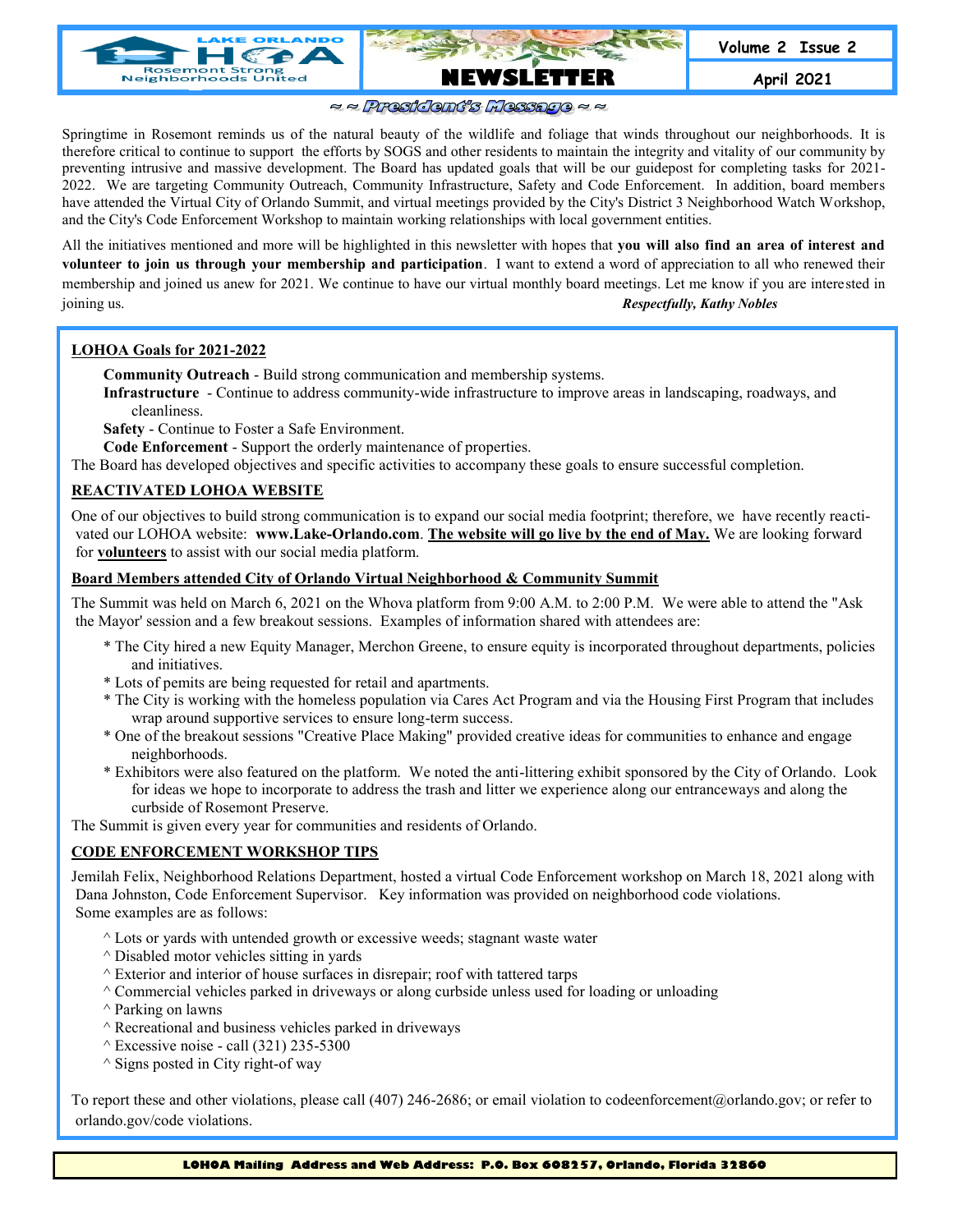LAKE ORLANDO HOA
Rosemont Strong Neighborhoods United

# NEWSLETTER

Volume 2 Issue 2

April 2021

## ~ ~ President's Message ~ ~

Springtime in Rosemont reminds us of the natural beauty of the wildlife and foliage that winds throughout our neighborhoods. It is therefore critical to continue to support the efforts by SOGS and other residents to maintain the integrity and vitality of our community by preventing intrusive and massive development. The Board has updated goals that will be our guidepost for completing tasks for 2021-2022. We are targeting Community Outreach, Community Infrastructure, Safety and Code Enforcement. In addition, board members have attended the Virtual City of Orlando Summit, and virtual meetings provided by the City's District 3 Neighborhood Watch Workshop, and the City's Code Enforcement Workshop to maintain working relationships with local government entities.

All the initiatives mentioned and more will be highlighted in this newsletter with hopes that **you will also find an area of interest and volunteer to join us through your membership and participation**. I want to extend a word of appreciation to all who renewed their membership and joined us anew for 2021. We continue to have our virtual monthly board meetings. Let me know if you are interested in joining us.

***Respectfully, Kathy Nobles***

### LOHOA Goals for 2021-2022

**Community Outreach** - Build strong communication and membership systems.

**Infrastructure** - Continue to address community-wide infrastructure to improve areas in landscaping, roadways, and cleanliness.

**Safety** - Continue to Foster a Safe Environment.

**Code Enforcement** - Support the orderly maintenance of properties.

The Board has developed objectives and specific activities to accompany these goals to ensure successful completion.

### REACTIVATED LOHOA WEBSITE

One of our objectives to build strong communication is to expand our social media footprint; therefore, we have recently reactivated our LOHOA website: **www.Lake-Orlando.com**. **The website will go live by the end of May.** We are looking forward for **volunteers** to assist with our social media platform.

### Board Members attended City of Orlando Virtual Neighborhood & Community Summit

The Summit was held on March 6, 2021 on the Whova platform from 9:00 A.M. to 2:00 P.M. We were able to attend the "Ask the Mayor' session and a few breakout sessions. Examples of information shared with attendees are:

* The City hired a new Equity Manager, Merchon Greene, to ensure equity is incorporated throughout departments, policies and initiatives.
* Lots of pemits are being requested for retail and apartments.
* The City is working with the homeless population via Cares Act Program and via the Housing First Program that includes wrap around supportive services to ensure long-term success.
* One of the breakout sessions "Creative Place Making" provided creative ideas for communities to enhance and engage neighborhoods.
* Exhibitors were also featured on the platform. We noted the anti-littering exhibit sponsored by the City of Orlando. Look for ideas we hope to incorporate to address the trash and litter we experience along our entranceways and along the curbside of Rosemont Preserve.

The Summit is given every year for communities and residents of Orlando.

### CODE ENFORCEMENT WORKSHOP TIPS

Jemilah Felix, Neighborhood Relations Department, hosted a virtual Code Enforcement workshop on March 18, 2021 along with Dana Johnston, Code Enforcement Supervisor. Key information was provided on neighborhood code violations. Some examples are as follows:

^ Lots or yards with untended growth or excessive weeds; stagnant waste water
^ Disabled motor vehicles sitting in yards
^ Exterior and interior of house surfaces in disrepair; roof with tattered tarps
^ Commercial vehicles parked in driveways or along curbside unless used for loading or unloading
^ Parking on lawns
^ Recreational and business vehicles parked in driveways
^ Excessive noise - call (321) 235-5300
^ Signs posted in City right-of way

To report these and other violations, please call (407) 246-2686; or email violation to codeenforcement@orlando.gov; or refer to orlando.gov/code violations.

**LOHOA Mailing Address and Web Address: P.O. Box 608257, Orlando, Florida 32860**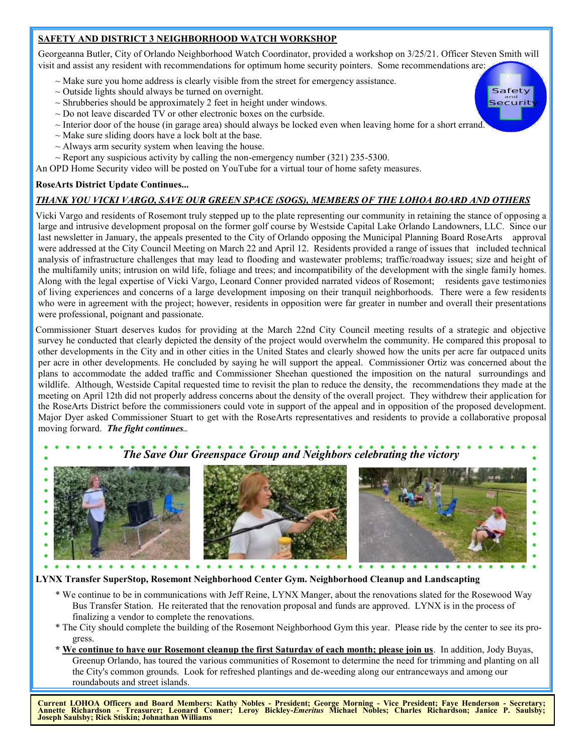## SAFETY AND DISTRICT 3 NEIGHBORHOOD WATCH WORKSHOP

Georgeanna Butler, City of Orlando Neighborhood Watch Coordinator, provided a workshop on 3/25/21. Officer Steven Smith will visit and assist any resident with recommendations for optimum home security pointers. Some recommendations are:

~ Make sure you home address is clearly visible from the street for emergency assistance.
~ Outside lights should always be turned on overnight.
~ Shrubberies should be approximately 2 feet in height under windows.
~ Do not leave discarded TV or other electronic boxes on the curbside.
~ Interior door of the house (in garage area) should always be locked even when leaving home for a short errand.
~ Make sure sliding doors have a lock bolt at the base.
~ Always arm security system when leaving the house.
~ Report any suspicious activity by calling the non-emergency number (321) 235-5300.

An OPD Home Security video will be posted on YouTube for a virtual tour of home safety measures.

Safety and Security

**RoseArts District Update Continues...**

***THANK YOU VICKI VARGO, SAVE OUR GREEN SPACE (SOGS), MEMBERS OF THE LOHOA BOARD AND OTHERS***

Vicki Vargo and residents of Rosemont truly stepped up to the plate representing our community in retaining the stance of opposing a large and intrusive development proposal on the former golf course by Westside Capital Lake Orlando Landowners, LLC. Since our last newsletter in January, the appeals presented to the City of Orlando opposing the Municipal Planning Board RoseArts approval were addressed at the City Council Meeting on March 22 and April 12. Residents provided a range of issues that included technical analysis of infrastructure challenges that may lead to flooding and wastewater problems; traffic/roadway issues; size and height of the multifamily units; intrusion on wild life, foliage and trees; and incompatibility of the development with the single family homes. Along with the legal expertise of Vicki Vargo, Leonard Conner provided narrated videos of Rosemont; residents gave testimonies of living experiences and concerns of a large development imposing on their tranquil neighborhoods. There were a few residents who were in agreement with the project; however, residents in opposition were far greater in number and overall their presentations were professional, poignant and passionate.

Commissioner Stuart deserves kudos for providing at the March 22nd City Council meeting results of a strategic and objective survey he conducted that clearly depicted the density of the project would overwhelm the community. He compared this proposal to other developments in the City and in other cities in the United States and clearly showed how the units per acre far outpaced units per acre in other developments. He concluded by saying he will support the appeal. Commissioner Ortiz was concerned about the plans to accommodate the added traffic and Commissioner Sheehan questioned the imposition on the natural surroundings and wildlife. Although, Westside Capital requested time to revisit the plan to reduce the density, the recommendations they made at the meeting on April 12th did not properly address concerns about the density of the overall project. They withdrew their application for the RoseArts District before the commissioners could vote in support of the appeal and in opposition of the proposed development. Major Dyer asked Commissioner Stuart to get with the RoseArts representatives and residents to provide a collaborative proposal moving forward. ***The fight continues…***

*The Save Our Greenspace Group and Neighbors celebrating the victory*

**LYNX Transfer SuperStop, Rosemont Neighborhood Center Gym. Neighborhood Cleanup and Landscaping**

* We continue to be in communications with Jeff Reine, LYNX Manger, about the renovations slated for the Rosewood Way Bus Transfer Station. He reiterated that the renovation proposal and funds are approved. LYNX is in the process of finalizing a vendor to complete the renovations.
* The City should complete the building of the Rosemont Neighborhood Gym this year. Please ride by the center to see its progress.
* **We continue to have our Rosemont cleanup the first Saturday of each month; please join us**. In addition, Jody Buyas, Greenup Orlando, has toured the various communities of Rosemont to determine the need for trimming and planting on all the City's common grounds. Look for refreshed plantings and de-weeding along our entranceways and among our roundabouts and street islands.

**Current LOHOA Officers and Board Members: Kathy Nobles - President; George Morning - Vice President; Faye Henderson - Secretary; Annette Richardson - Treasurer; Leonard Conner; Leroy Bickley-*Emeritus* Michael Nobles; Charles Richardson; Janice P. Saulsby; Joseph Saulsby; Rick Stiskin; Johnathan Williams**